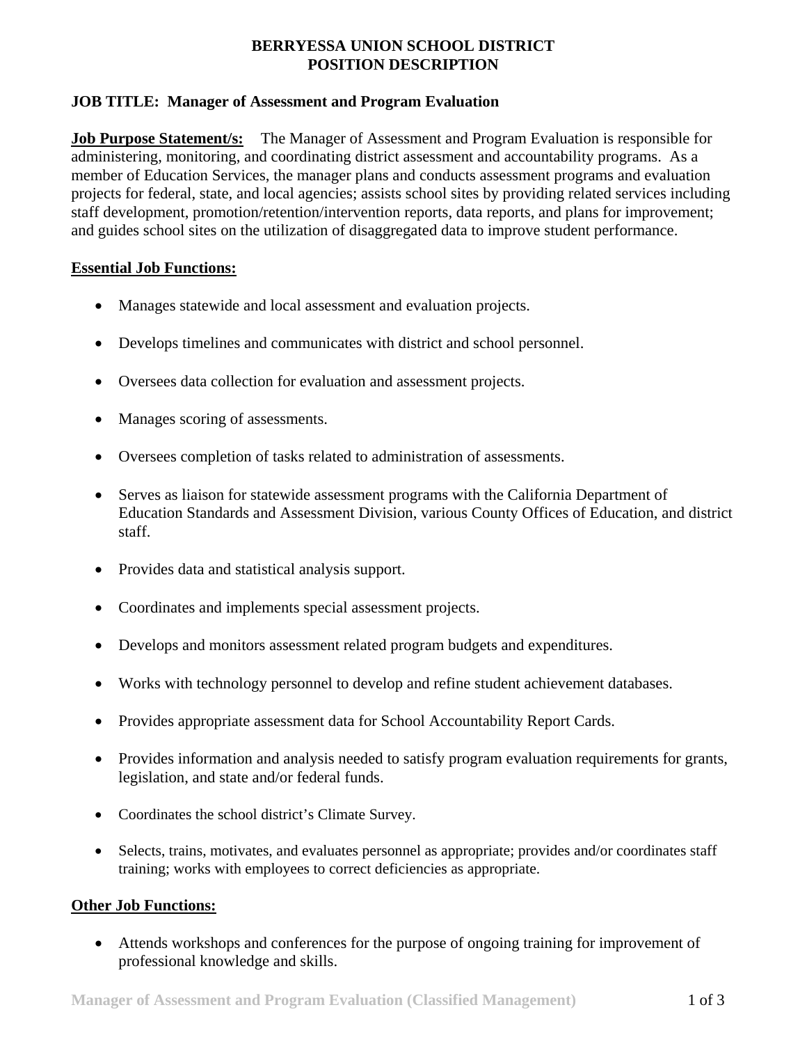# BERRYESSA UNION SCHOOL DISTRICT
# POSITION DESCRIPTION

## JOB TITLE: Manager of Assessment and Program Evaluation

**Job Purpose Statement/s:** The Manager of Assessment and Program Evaluation is responsible for administering, monitoring, and coordinating district assessment and accountability programs. As a member of Education Services, the manager plans and conducts assessment programs and evaluation projects for federal, state, and local agencies; assists school sites by providing related services including staff development, promotion/retention/intervention reports, data reports, and plans for improvement; and guides school sites on the utilization of disaggregated data to improve student performance.

**Essential Job Functions:**

- Manages statewide and local assessment and evaluation projects.
- Develops timelines and communicates with district and school personnel.
- Oversees data collection for evaluation and assessment projects.
- Manages scoring of assessments.
- Oversees completion of tasks related to administration of assessments.
- Serves as liaison for statewide assessment programs with the California Department of Education Standards and Assessment Division, various County Offices of Education, and district staff.
- Provides data and statistical analysis support.
- Coordinates and implements special assessment projects.
- Develops and monitors assessment related program budgets and expenditures.
- Works with technology personnel to develop and refine student achievement databases.
- Provides appropriate assessment data for School Accountability Report Cards.
- Provides information and analysis needed to satisfy program evaluation requirements for grants, legislation, and state and/or federal funds.
- Coordinates the school district's Climate Survey.
- Selects, trains, motivates, and evaluates personnel as appropriate; provides and/or coordinates staff training; works with employees to correct deficiencies as appropriate.

**Other Job Functions:**

- Attends workshops and conferences for the purpose of ongoing training for improvement of professional knowledge and skills.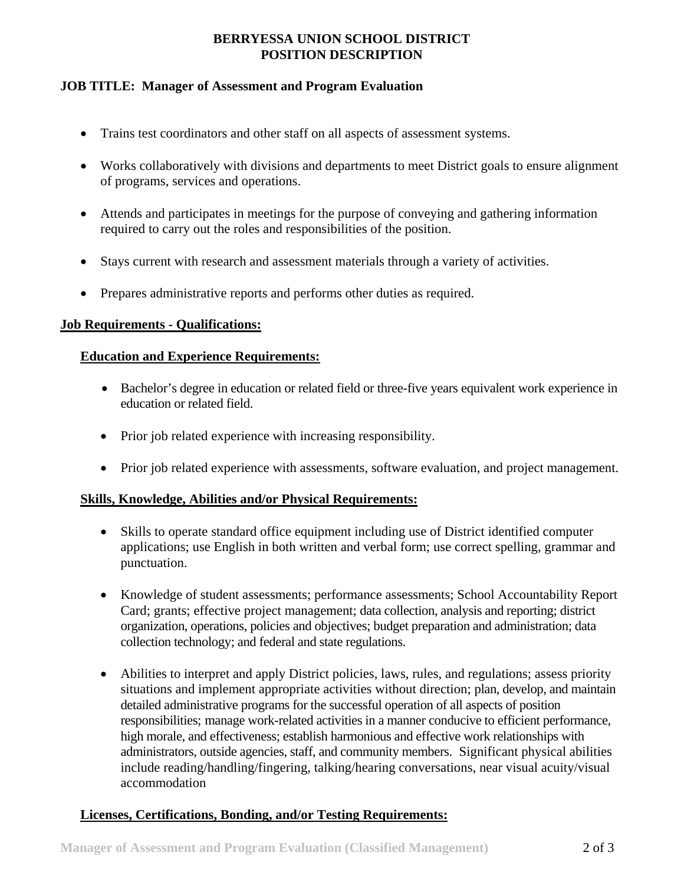**BERRYESSA UNION SCHOOL DISTRICT**
**POSITION DESCRIPTION**

**JOB TITLE: Manager of Assessment and Program Evaluation**

- Trains test coordinators and other staff on all aspects of assessment systems.
- Works collaboratively with divisions and departments to meet District goals to ensure alignment of programs, services and operations.
- Attends and participates in meetings for the purpose of conveying and gathering information required to carry out the roles and responsibilities of the position.
- Stays current with research and assessment materials through a variety of activities.
- Prepares administrative reports and performs other duties as required.

## Job Requirements - Qualifications:

### Education and Experience Requirements:

- Bachelor's degree in education or related field or three-five years equivalent work experience in education or related field.
- Prior job related experience with increasing responsibility.
- Prior job related experience with assessments, software evaluation, and project management.

### Skills, Knowledge, Abilities and/or Physical Requirements:

- Skills to operate standard office equipment including use of District identified computer applications; use English in both written and verbal form; use correct spelling, grammar and punctuation.
- Knowledge of student assessments; performance assessments; School Accountability Report Card; grants; effective project management; data collection, analysis and reporting; district organization, operations, policies and objectives; budget preparation and administration; data collection technology; and federal and state regulations.
- Abilities to interpret and apply District policies, laws, rules, and regulations; assess priority situations and implement appropriate activities without direction; plan, develop, and maintain detailed administrative programs for the successful operation of all aspects of position responsibilities; manage work-related activities in a manner conducive to efficient performance, high morale, and effectiveness; establish harmonious and effective work relationships with administrators, outside agencies, staff, and community members. Significant physical abilities include reading/handling/fingering, talking/hearing conversations, near visual acuity/visual accommodation

### Licenses, Certifications, Bonding, and/or Testing Requirements: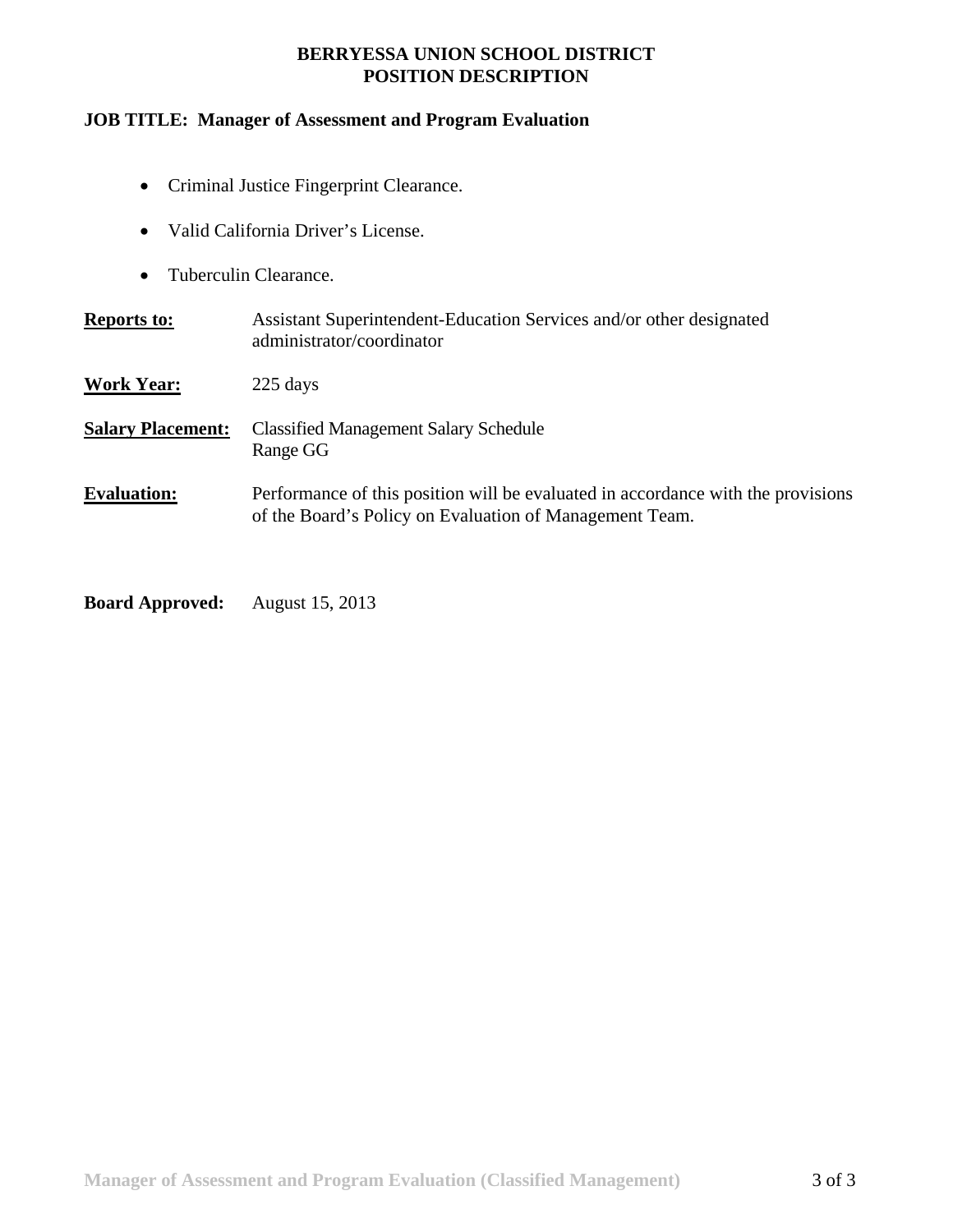**BERRYESSA UNION SCHOOL DISTRICT**
**POSITION DESCRIPTION**

**JOB TITLE: Manager of Assessment and Program Evaluation**

- Criminal Justice Fingerprint Clearance.
- Valid California Driver's License.
- Tuberculin Clearance.

**Reports to:** Assistant Superintendent-Education Services and/or other designated administrator/coordinator

**Work Year:** 225 days

**Salary Placement:** Classified Management Salary Schedule
Range GG

**Evaluation:** Performance of this position will be evaluated in accordance with the provisions of the Board's Policy on Evaluation of Management Team.

**Board Approved:** August 15, 2013